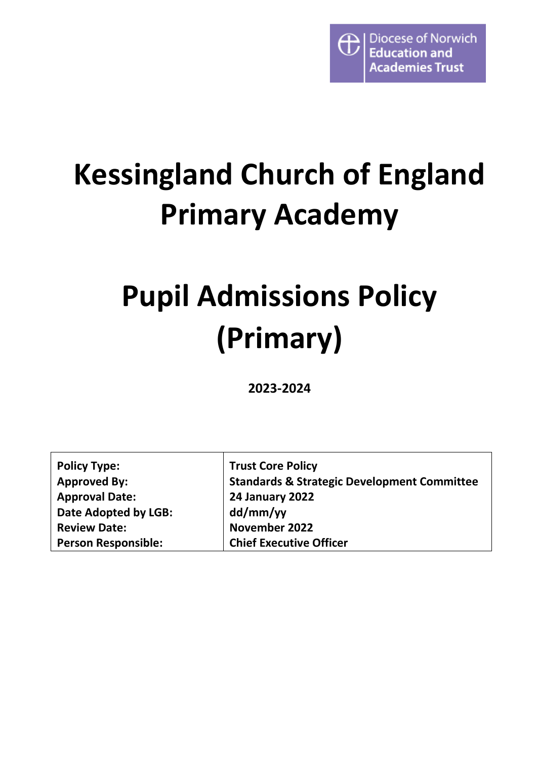Diocese of Norwich Education and Academies Trust

# Kessingland Church of England Primary Academy

# Pupil Admissions Policy (Primary)

**2023-2024**

| | |
|---|---|
| **Policy Type:** | **Trust Core Policy** |
| **Approved By:** | **Standards & Strategic Development Committee** |
| **Approval Date:** | **24 January 2022** |
| **Date Adopted by LGB:** | **dd/mm/yy** |
| **Review Date:** | **November 2022** |
| **Person Responsible:** | **Chief Executive Officer** |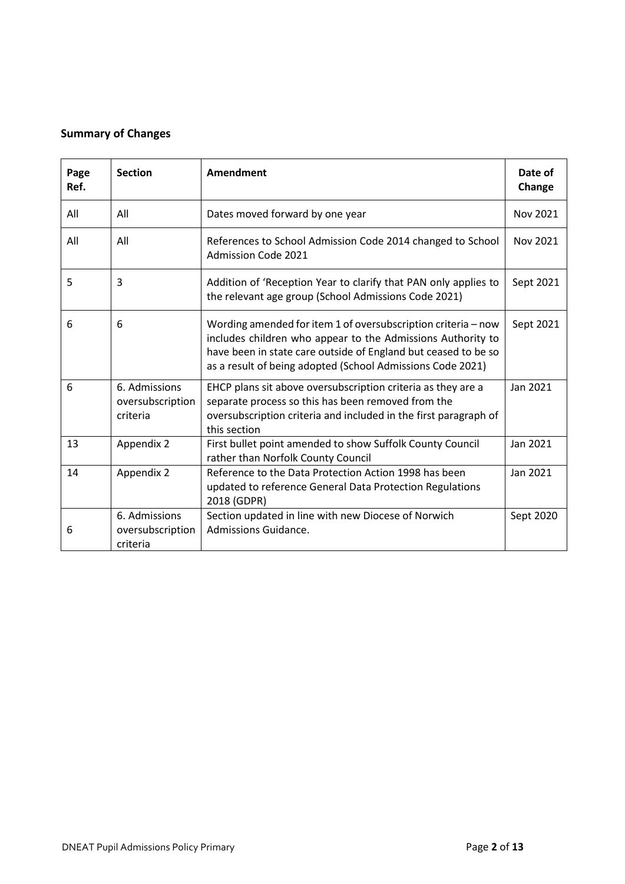## Summary of Changes

| Page Ref. | Section | Amendment | Date of Change |
|---|---|---|---|
| All | All | Dates moved forward by one year | Nov 2021 |
| All | All | References to School Admission Code 2014 changed to School Admission Code 2021 | Nov 2021 |
| 5 | 3 | Addition of 'Reception Year to clarify that PAN only applies to the relevant age group (School Admissions Code 2021) | Sept 2021 |
| 6 | 6 | Wording amended for item 1 of oversubscription criteria – now includes children who appear to the Admissions Authority to have been in state care outside of England but ceased to be so as a result of being adopted (School Admissions Code 2021) | Sept 2021 |
| 6 | 6. Admissions oversubscription criteria | EHCP plans sit above oversubscription criteria as they are a separate process so this has been removed from the oversubscription criteria and included in the first paragraph of this section | Jan 2021 |
| 13 | Appendix 2 | First bullet point amended to show Suffolk County Council rather than Norfolk County Council | Jan 2021 |
| 14 | Appendix 2 | Reference to the Data Protection Action 1998 has been updated to reference General Data Protection Regulations 2018 (GDPR) | Jan 2021 |
| 6 | 6. Admissions oversubscription criteria | Section updated in line with new Diocese of Norwich Admissions Guidance. | Sept 2020 |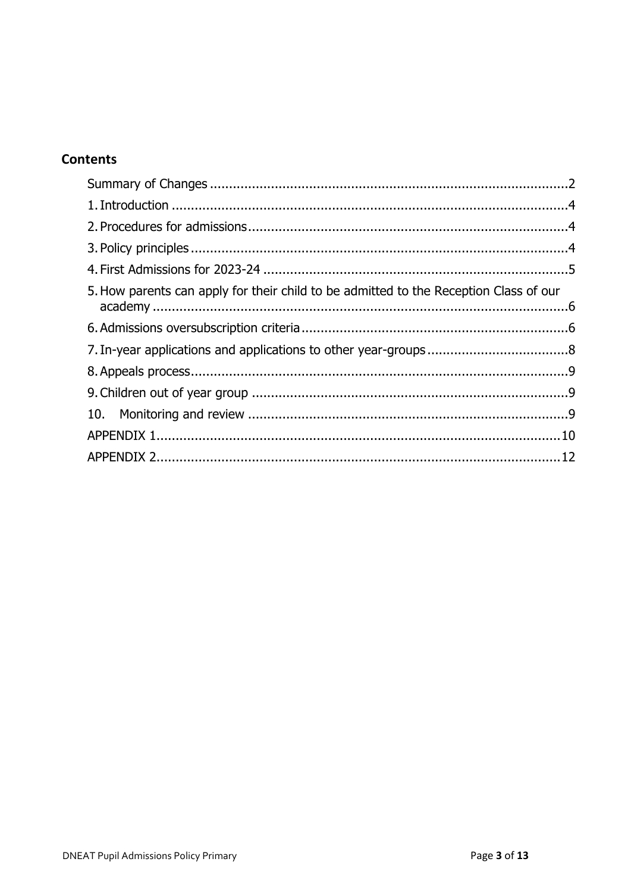## Contents

Summary of Changes ....................................................................................................2

1. Introduction .........................................................................................................4

2. Procedures for admissions....................................................................................4

3. Policy principles ...................................................................................................4

4. First Admissions for 2023-24 ................................................................................5

5. How parents can apply for their child to be admitted to the Reception Class of our academy .............................................................................................................6

6. Admissions oversubscription criteria......................................................................6

7. In-year applications and applications to other year-groups .....................................8

8. Appeals process...................................................................................................9

9. Children out of year group ....................................................................................9

10. Monitoring and review .....................................................................................9

APPENDIX 1..........................................................................................................10

APPENDIX 2..........................................................................................................12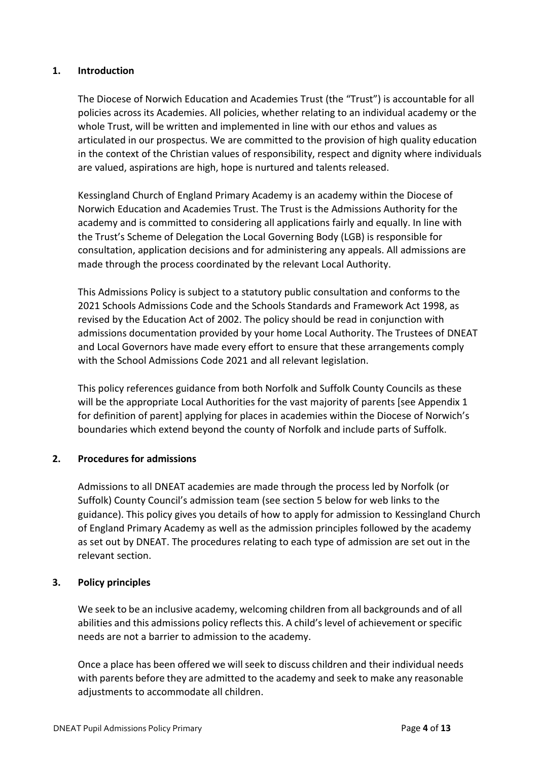## 1. Introduction

The Diocese of Norwich Education and Academies Trust (the "Trust") is accountable for all policies across its Academies. All policies, whether relating to an individual academy or the whole Trust, will be written and implemented in line with our ethos and values as articulated in our prospectus. We are committed to the provision of high quality education in the context of the Christian values of responsibility, respect and dignity where individuals are valued, aspirations are high, hope is nurtured and talents released.

Kessingland Church of England Primary Academy is an academy within the Diocese of Norwich Education and Academies Trust. The Trust is the Admissions Authority for the academy and is committed to considering all applications fairly and equally. In line with the Trust's Scheme of Delegation the Local Governing Body (LGB) is responsible for consultation, application decisions and for administering any appeals. All admissions are made through the process coordinated by the relevant Local Authority.

This Admissions Policy is subject to a statutory public consultation and conforms to the 2021 Schools Admissions Code and the Schools Standards and Framework Act 1998, as revised by the Education Act of 2002. The policy should be read in conjunction with admissions documentation provided by your home Local Authority. The Trustees of DNEAT and Local Governors have made every effort to ensure that these arrangements comply with the School Admissions Code 2021 and all relevant legislation.

This policy references guidance from both Norfolk and Suffolk County Councils as these will be the appropriate Local Authorities for the vast majority of parents [see Appendix 1 for definition of parent] applying for places in academies within the Diocese of Norwich's boundaries which extend beyond the county of Norfolk and include parts of Suffolk.

## 2. Procedures for admissions

Admissions to all DNEAT academies are made through the process led by Norfolk (or Suffolk) County Council's admission team (see section 5 below for web links to the guidance). This policy gives you details of how to apply for admission to Kessingland Church of England Primary Academy as well as the admission principles followed by the academy as set out by DNEAT. The procedures relating to each type of admission are set out in the relevant section.

## 3. Policy principles

We seek to be an inclusive academy, welcoming children from all backgrounds and of all abilities and this admissions policy reflects this. A child's level of achievement or specific needs are not a barrier to admission to the academy.

Once a place has been offered we will seek to discuss children and their individual needs with parents before they are admitted to the academy and seek to make any reasonable adjustments to accommodate all children.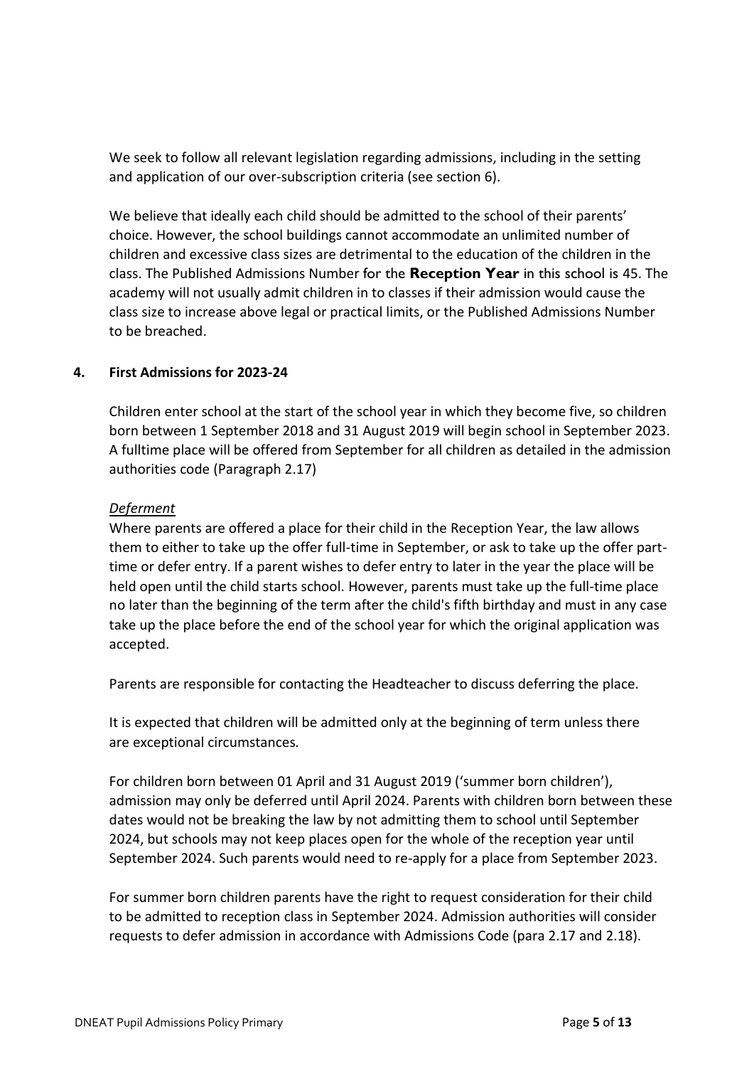We seek to follow all relevant legislation regarding admissions, including in the setting and application of our over-subscription criteria (see section 6).

We believe that ideally each child should be admitted to the school of their parents' choice. However, the school buildings cannot accommodate an unlimited number of children and excessive class sizes are detrimental to the education of the children in the class. The Published Admissions Number for the **Reception Year** in this school is 45. The academy will not usually admit children in to classes if their admission would cause the class size to increase above legal or practical limits, or the Published Admissions Number to be breached.

## 4. First Admissions for 2023-24

Children enter school at the start of the school year in which they become five, so children born between 1 September 2018 and 31 August 2019 will begin school in September 2023. A fulltime place will be offered from September for all children as detailed in the admission authorities code (Paragraph 2.17)

*Deferment*

Where parents are offered a place for their child in the Reception Year, the law allows them to either to take up the offer full-time in September, or ask to take up the offer part-time or defer entry. If a parent wishes to defer entry to later in the year the place will be held open until the child starts school. However, parents must take up the full-time place no later than the beginning of the term after the child's fifth birthday and must in any case take up the place before the end of the school year for which the original application was accepted.

Parents are responsible for contacting the Headteacher to discuss deferring the place.

It is expected that children will be admitted only at the beginning of term unless there are exceptional circumstances.

For children born between 01 April and 31 August 2019 ('summer born children'), admission may only be deferred until April 2024. Parents with children born between these dates would not be breaking the law by not admitting them to school until September 2024, but schools may not keep places open for the whole of the reception year until September 2024. Such parents would need to re-apply for a place from September 2023.

For summer born children parents have the right to request consideration for their child to be admitted to reception class in September 2024. Admission authorities will consider requests to defer admission in accordance with Admissions Code (para 2.17 and 2.18).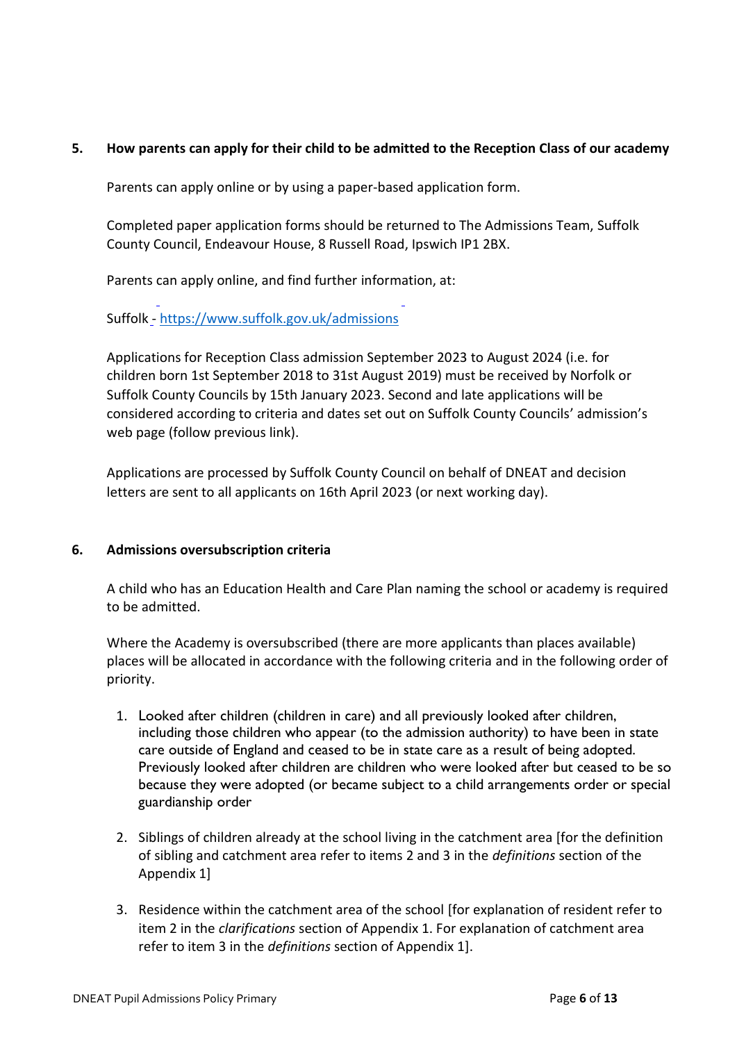## 5. How parents can apply for their child to be admitted to the Reception Class of our academy

Parents can apply online or by using a paper-based application form.

Completed paper application forms should be returned to The Admissions Team, Suffolk County Council, Endeavour House, 8 Russell Road, Ipswich IP1 2BX.

Parents can apply online, and find further information, at:

Suffolk - https://www.suffolk.gov.uk/admissions

Applications for Reception Class admission September 2023 to August 2024 (i.e. for children born 1st September 2018 to 31st August 2019) must be received by Norfolk or Suffolk County Councils by 15th January 2023. Second and late applications will be considered according to criteria and dates set out on Suffolk County Councils' admission's web page (follow previous link).

Applications are processed by Suffolk County Council on behalf of DNEAT and decision letters are sent to all applicants on 16th April 2023 (or next working day).

## 6. Admissions oversubscription criteria

A child who has an Education Health and Care Plan naming the school or academy is required to be admitted.

Where the Academy is oversubscribed (there are more applicants than places available) places will be allocated in accordance with the following criteria and in the following order of priority.

1. Looked after children (children in care) and all previously looked after children, including those children who appear (to the admission authority) to have been in state care outside of England and ceased to be in state care as a result of being adopted. Previously looked after children are children who were looked after but ceased to be so because they were adopted (or became subject to a child arrangements order or special guardianship order

2. Siblings of children already at the school living in the catchment area [for the definition of sibling and catchment area refer to items 2 and 3 in the *definitions* section of the Appendix 1]

3. Residence within the catchment area of the school [for explanation of resident refer to item 2 in the *clarifications* section of Appendix 1. For explanation of catchment area refer to item 3 in the *definitions* section of Appendix 1].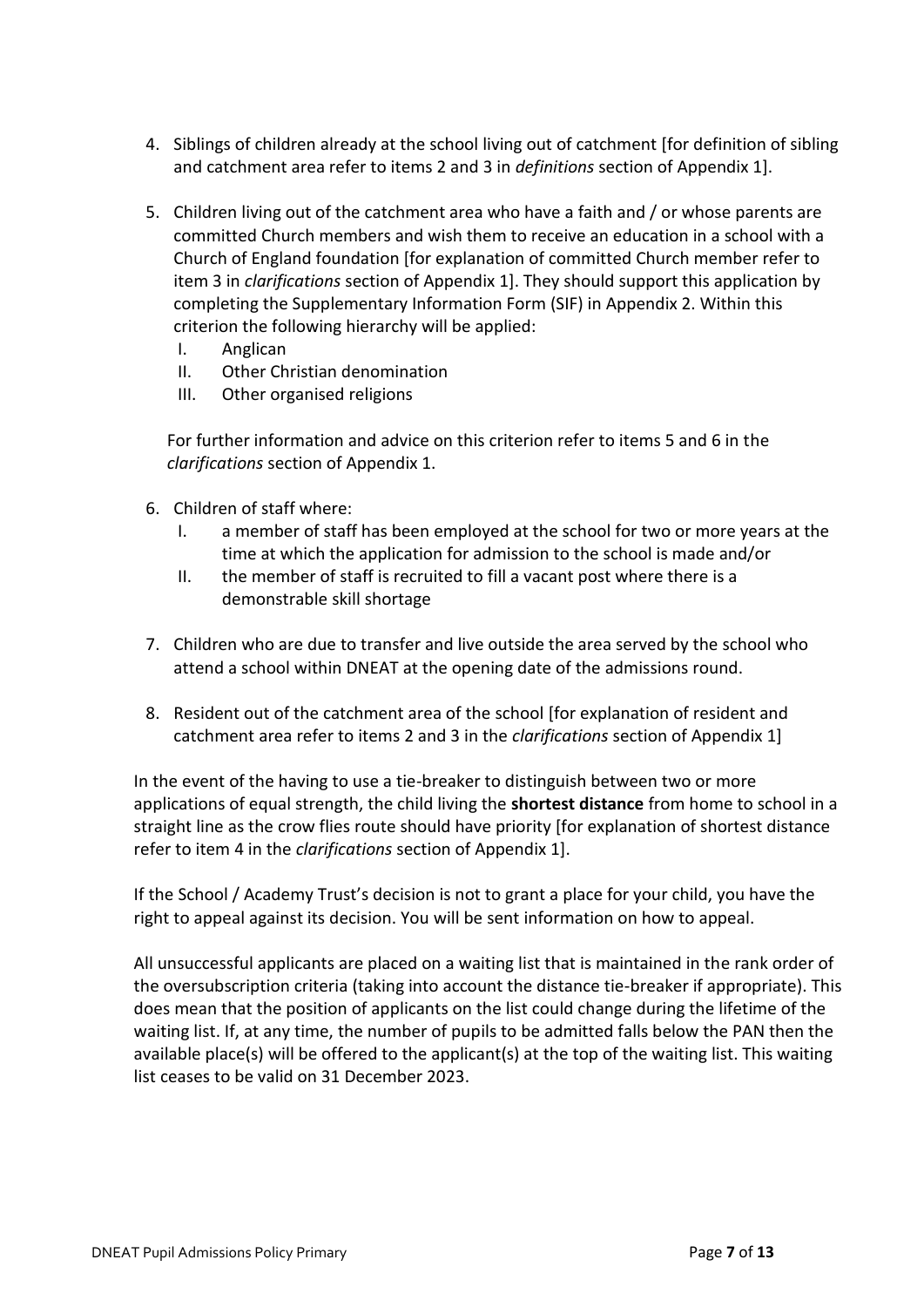4. Siblings of children already at the school living out of catchment [for definition of sibling and catchment area refer to items 2 and 3 in *definitions* section of Appendix 1].

5. Children living out of the catchment area who have a faith and / or whose parents are committed Church members and wish them to receive an education in a school with a Church of England foundation [for explanation of committed Church member refer to item 3 in *clarifications* section of Appendix 1]. They should support this application by completing the Supplementary Information Form (SIF) in Appendix 2. Within this criterion the following hierarchy will be applied:
   I. Anglican
   II. Other Christian denomination
   III. Other organised religions

   For further information and advice on this criterion refer to items 5 and 6 in the *clarifications* section of Appendix 1.

6. Children of staff where:
   I. a member of staff has been employed at the school for two or more years at the time at which the application for admission to the school is made and/or
   II. the member of staff is recruited to fill a vacant post where there is a demonstrable skill shortage

7. Children who are due to transfer and live outside the area served by the school who attend a school within DNEAT at the opening date of the admissions round.

8. Resident out of the catchment area of the school [for explanation of resident and catchment area refer to items 2 and 3 in the *clarifications* section of Appendix 1]

In the event of the having to use a tie-breaker to distinguish between two or more applications of equal strength, the child living the **shortest distance** from home to school in a straight line as the crow flies route should have priority [for explanation of shortest distance refer to item 4 in the *clarifications* section of Appendix 1].

If the School / Academy Trust's decision is not to grant a place for your child, you have the right to appeal against its decision. You will be sent information on how to appeal.

All unsuccessful applicants are placed on a waiting list that is maintained in the rank order of the oversubscription criteria (taking into account the distance tie-breaker if appropriate). This does mean that the position of applicants on the list could change during the lifetime of the waiting list. If, at any time, the number of pupils to be admitted falls below the PAN then the available place(s) will be offered to the applicant(s) at the top of the waiting list. This waiting list ceases to be valid on 31 December 2023.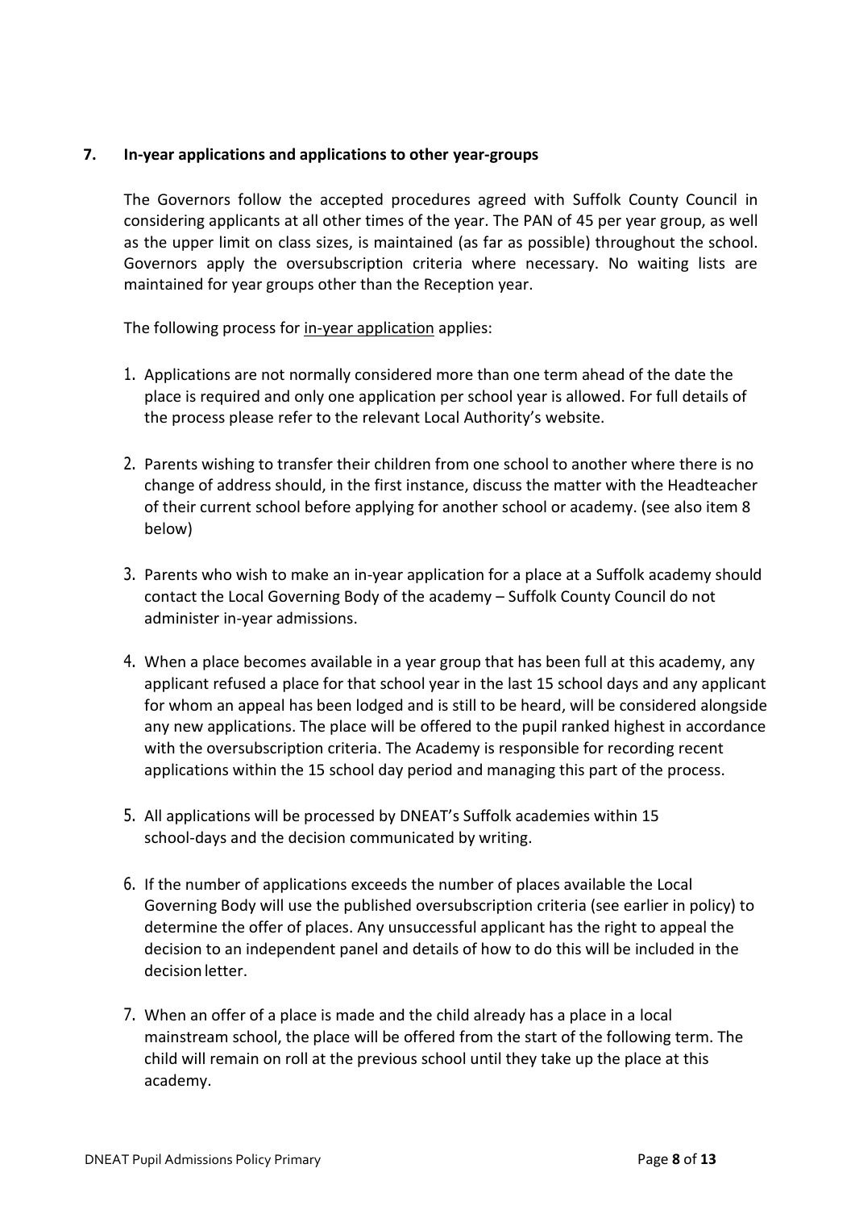## 7. In-year applications and applications to other year-groups

The Governors follow the accepted procedures agreed with Suffolk County Council in considering applicants at all other times of the year. The PAN of 45 per year group, as well as the upper limit on class sizes, is maintained (as far as possible) throughout the school. Governors apply the oversubscription criteria where necessary. No waiting lists are maintained for year groups other than the Reception year.

The following process for in-year application applies:

1. Applications are not normally considered more than one term ahead of the date the place is required and only one application per school year is allowed. For full details of the process please refer to the relevant Local Authority's website.

2. Parents wishing to transfer their children from one school to another where there is no change of address should, in the first instance, discuss the matter with the Headteacher of their current school before applying for another school or academy. (see also item 8 below)

3. Parents who wish to make an in-year application for a place at a Suffolk academy should contact the Local Governing Body of the academy – Suffolk County Council do not administer in-year admissions.

4. When a place becomes available in a year group that has been full at this academy, any applicant refused a place for that school year in the last 15 school days and any applicant for whom an appeal has been lodged and is still to be heard, will be considered alongside any new applications. The place will be offered to the pupil ranked highest in accordance with the oversubscription criteria. The Academy is responsible for recording recent applications within the 15 school day period and managing this part of the process.

5. All applications will be processed by DNEAT's Suffolk academies within 15 school-days and the decision communicated by writing.

6. If the number of applications exceeds the number of places available the Local Governing Body will use the published oversubscription criteria (see earlier in policy) to determine the offer of places. Any unsuccessful applicant has the right to appeal the decision to an independent panel and details of how to do this will be included in the decision letter.

7. When an offer of a place is made and the child already has a place in a local mainstream school, the place will be offered from the start of the following term. The child will remain on roll at the previous school until they take up the place at this academy.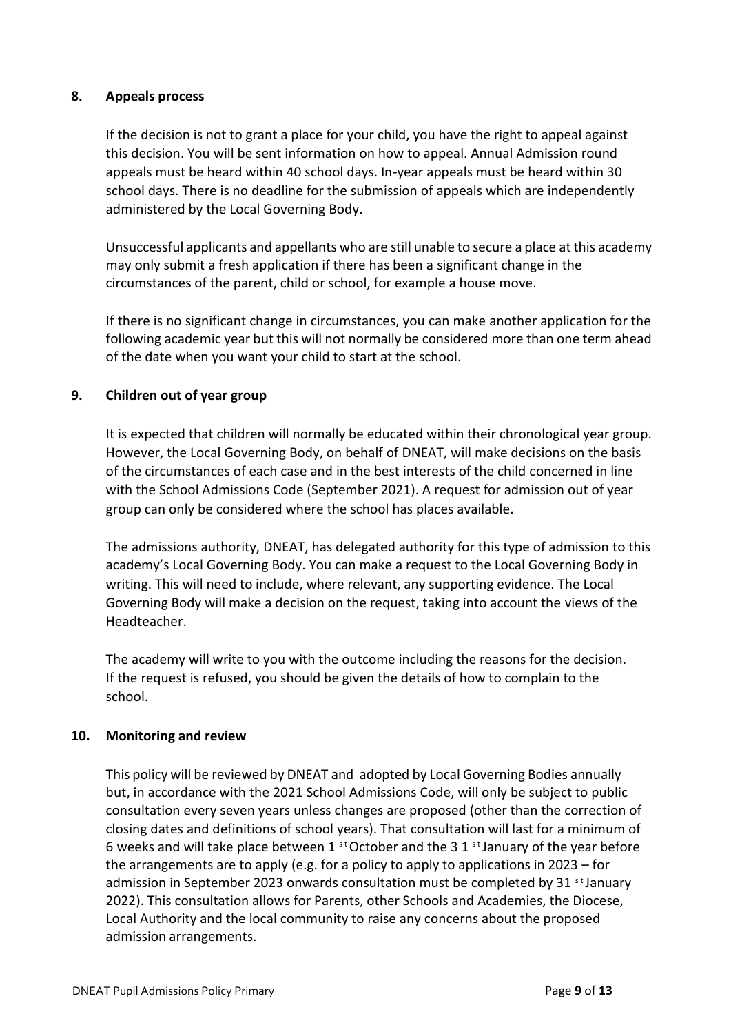## 8. Appeals process

If the decision is not to grant a place for your child, you have the right to appeal against this decision. You will be sent information on how to appeal. Annual Admission round appeals must be heard within 40 school days. In-year appeals must be heard within 30 school days. There is no deadline for the submission of appeals which are independently administered by the Local Governing Body.

Unsuccessful applicants and appellants who are still unable to secure a place at this academy may only submit a fresh application if there has been a significant change in the circumstances of the parent, child or school, for example a house move.

If there is no significant change in circumstances, you can make another application for the following academic year but this will not normally be considered more than one term ahead of the date when you want your child to start at the school.

## 9. Children out of year group

It is expected that children will normally be educated within their chronological year group. However, the Local Governing Body, on behalf of DNEAT, will make decisions on the basis of the circumstances of each case and in the best interests of the child concerned in line with the School Admissions Code (September 2021). A request for admission out of year group can only be considered where the school has places available.

The admissions authority, DNEAT, has delegated authority for this type of admission to this academy's Local Governing Body. You can make a request to the Local Governing Body in writing. This will need to include, where relevant, any supporting evidence. The Local Governing Body will make a decision on the request, taking into account the views of the Headteacher.

The academy will write to you with the outcome including the reasons for the decision. If the request is refused, you should be given the details of how to complain to the school.

## 10. Monitoring and review

This policy will be reviewed by DNEAT and adopted by Local Governing Bodies annually but, in accordance with the 2021 School Admissions Code, will only be subject to public consultation every seven years unless changes are proposed (other than the correction of closing dates and definitions of school years). That consultation will last for a minimum of 6 weeks and will take place between 1st October and the 31st January of the year before the arrangements are to apply (e.g. for a policy to apply to applications in 2023 – for admission in September 2023 onwards consultation must be completed by 31st January 2022). This consultation allows for Parents, other Schools and Academies, the Diocese, Local Authority and the local community to raise any concerns about the proposed admission arrangements.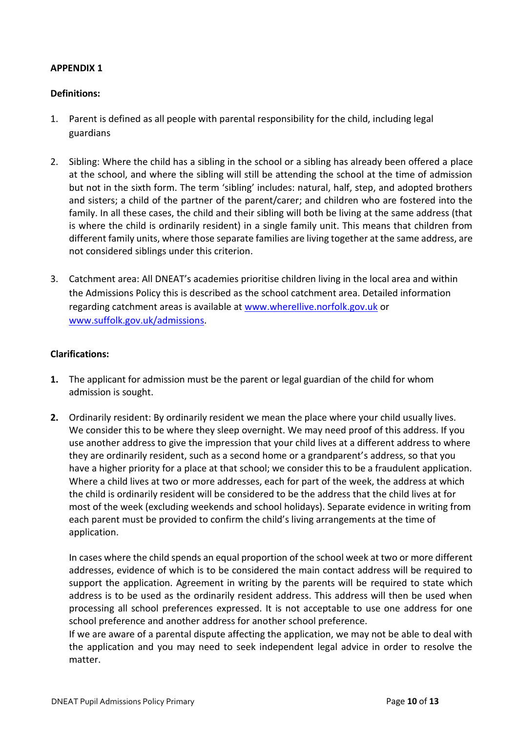**APPENDIX 1**

**Definitions:**

1. Parent is defined as all people with parental responsibility for the child, including legal guardians

2. Sibling: Where the child has a sibling in the school or a sibling has already been offered a place at the school, and where the sibling will still be attending the school at the time of admission but not in the sixth form. The term 'sibling' includes: natural, half, step, and adopted brothers and sisters; a child of the partner of the parent/carer; and children who are fostered into the family. In all these cases, the child and their sibling will both be living at the same address (that is where the child is ordinarily resident) in a single family unit. This means that children from different family units, where those separate families are living together at the same address, are not considered siblings under this criterion.

3. Catchment area: All DNEAT's academies prioritise children living in the local area and within the Admissions Policy this is described as the school catchment area. Detailed information regarding catchment areas is available at www.wherellive.norfolk.gov.uk or www.suffolk.gov.uk/admissions.

**Clarifications:**

**1.** The applicant for admission must be the parent or legal guardian of the child for whom admission is sought.

**2.** Ordinarily resident: By ordinarily resident we mean the place where your child usually lives. We consider this to be where they sleep overnight. We may need proof of this address. If you use another address to give the impression that your child lives at a different address to where they are ordinarily resident, such as a second home or a grandparent's address, so that you have a higher priority for a place at that school; we consider this to be a fraudulent application. Where a child lives at two or more addresses, each for part of the week, the address at which the child is ordinarily resident will be considered to be the address that the child lives at for most of the week (excluding weekends and school holidays). Separate evidence in writing from each parent must be provided to confirm the child's living arrangements at the time of application.

   In cases where the child spends an equal proportion of the school week at two or more different addresses, evidence of which is to be considered the main contact address will be required to support the application. Agreement in writing by the parents will be required to state which address is to be used as the ordinarily resident address. This address will then be used when processing all school preferences expressed. It is not acceptable to use one address for one school preference and another address for another school preference.
   If we are aware of a parental dispute affecting the application, we may not be able to deal with the application and you may need to seek independent legal advice in order to resolve the matter.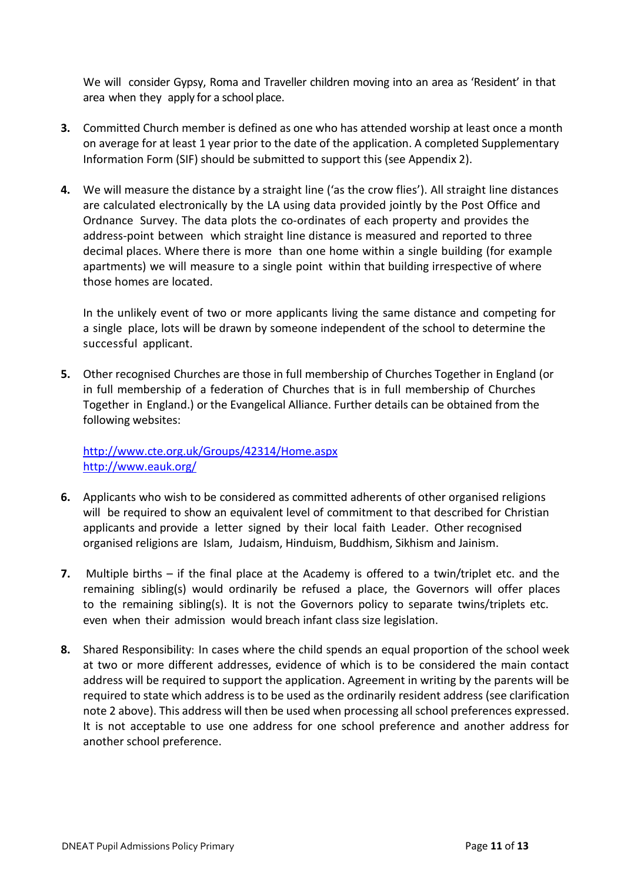We will consider Gypsy, Roma and Traveller children moving into an area as 'Resident' in that area when they apply for a school place.

3. Committed Church member is defined as one who has attended worship at least once a month on average for at least 1 year prior to the date of the application. A completed Supplementary Information Form (SIF) should be submitted to support this (see Appendix 2).

4. We will measure the distance by a straight line ('as the crow flies'). All straight line distances are calculated electronically by the LA using data provided jointly by the Post Office and Ordnance Survey. The data plots the co-ordinates of each property and provides the address-point between which straight line distance is measured and reported to three decimal places. Where there is more than one home within a single building (for example apartments) we will measure to a single point within that building irrespective of where those homes are located.

   In the unlikely event of two or more applicants living the same distance and competing for a single place, lots will be drawn by someone independent of the school to determine the successful applicant.

5. Other recognised Churches are those in full membership of Churches Together in England (or in full membership of a federation of Churches that is in full membership of Churches Together in England.) or the Evangelical Alliance. Further details can be obtained from the following websites:

   http://www.cte.org.uk/Groups/42314/Home.aspx
   http://www.eauk.org/

6. Applicants who wish to be considered as committed adherents of other organised religions will be required to show an equivalent level of commitment to that described for Christian applicants and provide a letter signed by their local faith Leader. Other recognised organised religions are Islam, Judaism, Hinduism, Buddhism, Sikhism and Jainism.

7. Multiple births – if the final place at the Academy is offered to a twin/triplet etc. and the remaining sibling(s) would ordinarily be refused a place, the Governors will offer places to the remaining sibling(s). It is not the Governors policy to separate twins/triplets etc. even when their admission would breach infant class size legislation.

8. Shared Responsibility: In cases where the child spends an equal proportion of the school week at two or more different addresses, evidence of which is to be considered the main contact address will be required to support the application. Agreement in writing by the parents will be required to state which address is to be used as the ordinarily resident address (see clarification note 2 above). This address will then be used when processing all school preferences expressed. It is not acceptable to use one address for one school preference and another address for another school preference.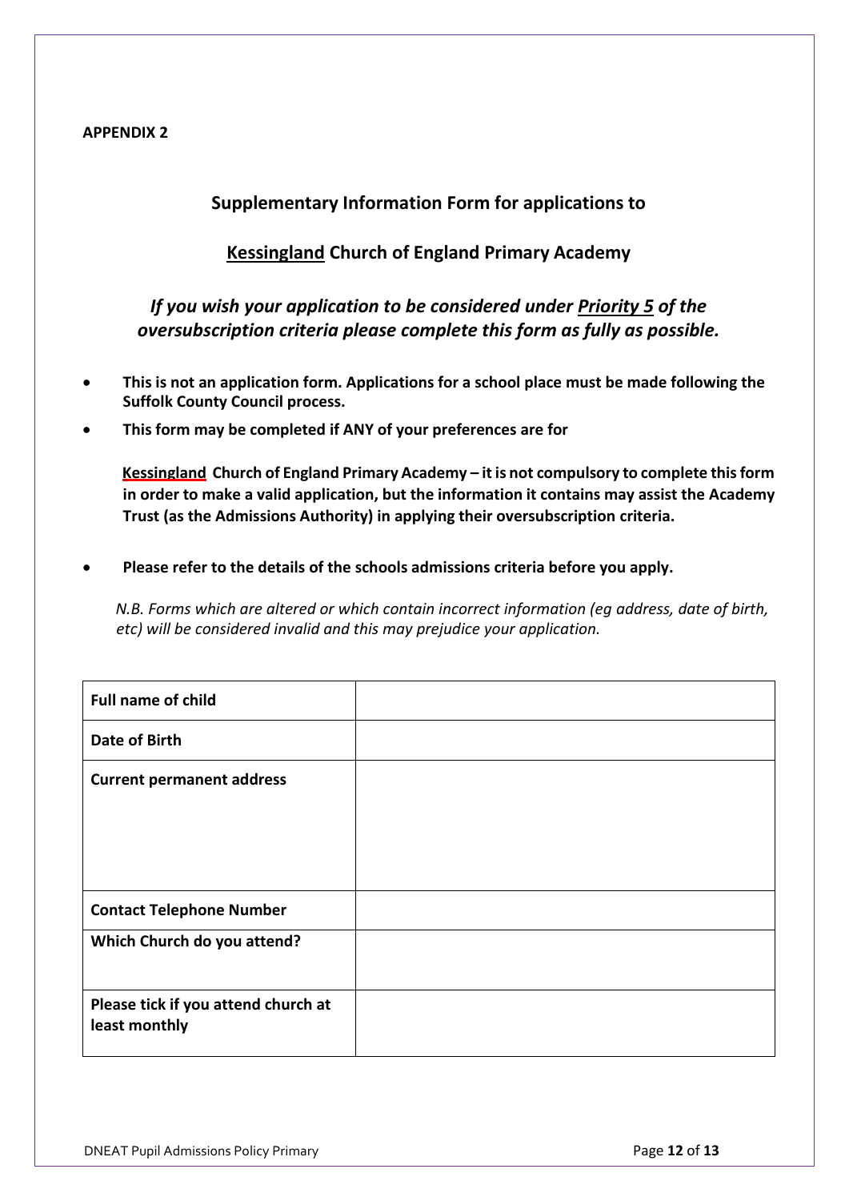**APPENDIX 2**

## Supplementary Information Form for applications to

## Kessingland Church of England Primary Academy

### *If you wish your application to be considered under Priority 5 of the oversubscription criteria please complete this form as fully as possible.*

- **This is not an application form. Applications for a school place must be made following the Suffolk County Council process.**
- **This form may be completed if ANY of your preferences are for**

  **Kessingland Church of England Primary Academy – it is not compulsory to complete this form in order to make a valid application, but the information it contains may assist the Academy Trust (as the Admissions Authority) in applying their oversubscription criteria.**

- **Please refer to the details of the schools admissions criteria before you apply.**

  *N.B. Forms which are altered or which contain incorrect information (eg address, date of birth, etc) will be considered invalid and this may prejudice your application.*

| | |
|---|---|
| **Full name of child** | |
| **Date of Birth** | |
| **Current permanent address** | |
| **Contact Telephone Number** | |
| **Which Church do you attend?** | |
| **Please tick if you attend church at least monthly** | |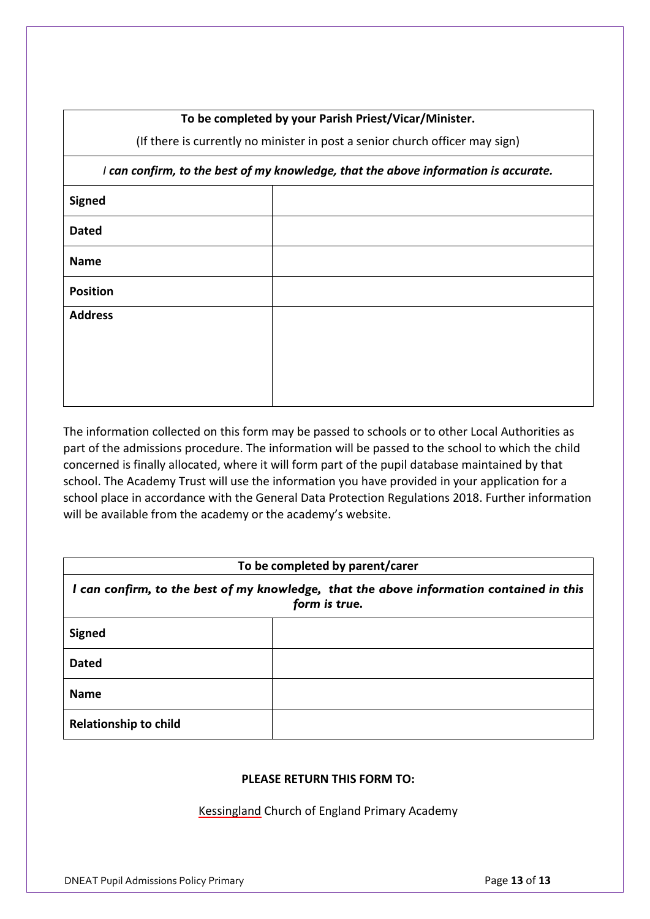| To be completed by your Parish Priest/Vicar/Minister. (If there is currently no minister in post a senior church officer may sign) | |
|---|---|
| *I can confirm, to the best of my knowledge, that the above information is accurate.* | |
| **Signed** | |
| **Dated** | |
| **Name** | |
| **Position** | |
| **Address** | |

The information collected on this form may be passed to schools or to other Local Authorities as part of the admissions procedure. The information will be passed to the school to which the child concerned is finally allocated, where it will form part of the pupil database maintained by that school. The Academy Trust will use the information you have provided in your application for a school place in accordance with the General Data Protection Regulations 2018. Further information will be available from the academy or the academy's website.

| To be completed by parent/carer | |
|---|---|
| ***I can confirm, to the best of my knowledge, that the above information contained in this form is true.*** | |
| **Signed** | |
| **Dated** | |
| **Name** | |
| **Relationship to child** | |

**PLEASE RETURN THIS FORM TO:**

Kessingland Church of England Primary Academy